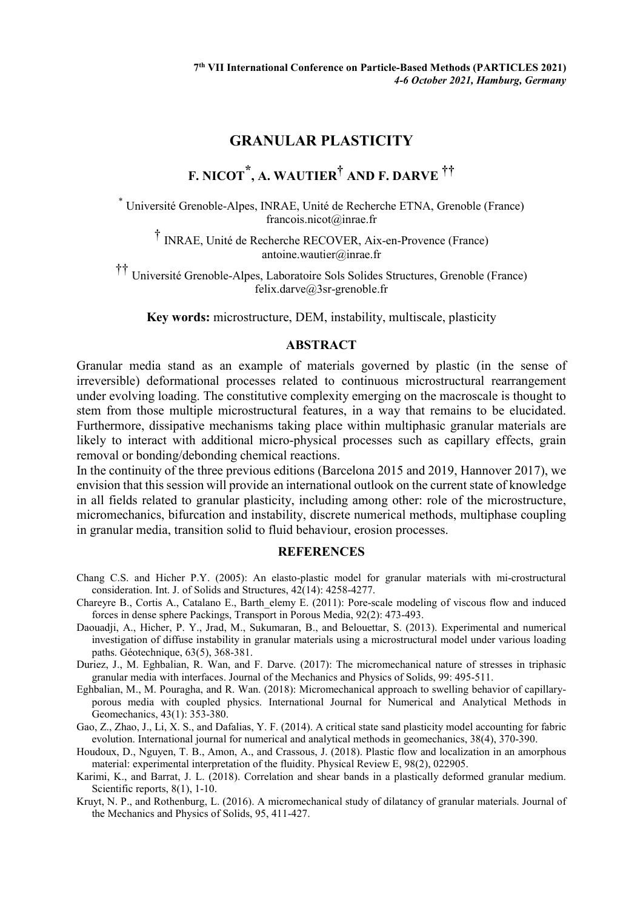7th VII International Conference on Particle-Based Methods (PARTICLES 2021)
*4-6 October 2021, Hamburg, Germany*

# GRANULAR PLASTICITY

## F. NICOT[*], A. WAUTIER[†] AND F. DARVE[††]

[*] Université Grenoble-Alpes, INRAE, Unité de Recherche ETNA, Grenoble (France)
francois.nicot@inrae.fr

[†] INRAE, Unité de Recherche RECOVER, Aix-en-Provence (France)
antoine.wautier@inrae.fr

[††] Université Grenoble-Alpes, Laboratoire Sols Solides Structures, Grenoble (France)
felix.darve@3sr-grenoble.fr

**Key words:** microstructure, DEM, instability, multiscale, plasticity

### ABSTRACT

Granular media stand as an example of materials governed by plastic (in the sense of irreversible) deformational processes related to continuous microstructural rearrangement under evolving loading. The constitutive complexity emerging on the macroscale is thought to stem from those multiple microstructural features, in a way that remains to be elucidated. Furthermore, dissipative mechanisms taking place within multiphasic granular materials are likely to interact with additional micro-physical processes such as capillary effects, grain removal or bonding/debonding chemical reactions.

In the continuity of the three previous editions (Barcelona 2015 and 2019, Hannover 2017), we envision that this session will provide an international outlook on the current state of knowledge in all fields related to granular plasticity, including among other: role of the microstructure, micromechanics, bifurcation and instability, discrete numerical methods, multiphase coupling in granular media, transition solid to fluid behaviour, erosion processes.

### REFERENCES

Chang C.S. and Hicher P.Y. (2005): An elasto-plastic model for granular materials with mi-crostructural consideration. Int. J. of Solids and Structures, 42(14): 4258-4277.

Chareyre B., Cortis A., Catalano E., Barth_elemy E. (2011): Pore-scale modeling of viscous flow and induced forces in dense sphere Packings, Transport in Porous Media, 92(2): 473-493.

Daouadji, A., Hicher, P. Y., Jrad, M., Sukumaran, B., and Belouettar, S. (2013). Experimental and numerical investigation of diffuse instability in granular materials using a microstructural model under various loading paths. Géotechnique, 63(5), 368-381.

Duriez, J., M. Eghbalian, R. Wan, and F. Darve. (2017): The micromechanical nature of stresses in triphasic granular media with interfaces. Journal of the Mechanics and Physics of Solids, 99: 495-511.

Eghbalian, M., M. Pouragha, and R. Wan. (2018): Micromechanical approach to swelling behavior of capillary-porous media with coupled physics. International Journal for Numerical and Analytical Methods in Geomechanics, 43(1): 353-380.

Gao, Z., Zhao, J., Li, X. S., and Dafalias, Y. F. (2014). A critical state sand plasticity model accounting for fabric evolution. International journal for numerical and analytical methods in geomechanics, 38(4), 370-390.

Houdoux, D., Nguyen, T. B., Amon, A., and Crassous, J. (2018). Plastic flow and localization in an amorphous material: experimental interpretation of the fluidity. Physical Review E, 98(2), 022905.

Karimi, K., and Barrat, J. L. (2018). Correlation and shear bands in a plastically deformed granular medium. Scientific reports, 8(1), 1-10.

Kruyt, N. P., and Rothenburg, L. (2016). A micromechanical study of dilatancy of granular materials. Journal of the Mechanics and Physics of Solids, 95, 411-427.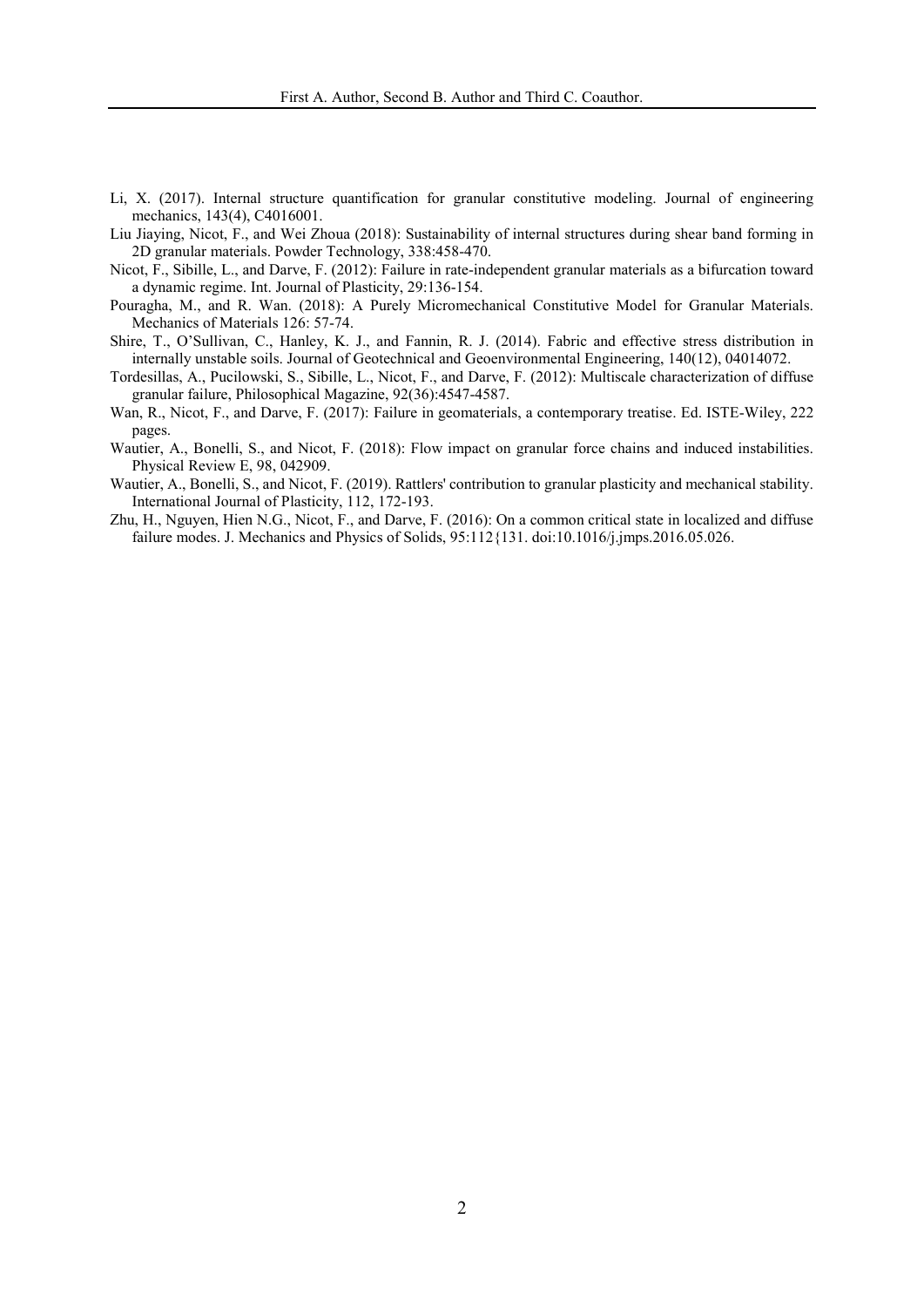Li, X. (2017). Internal structure quantification for granular constitutive modeling. Journal of engineering mechanics, 143(4), C4016001.

Liu Jiaying, Nicot, F., and Wei Zhoua (2018): Sustainability of internal structures during shear band forming in 2D granular materials. Powder Technology, 338:458-470.

Nicot, F., Sibille, L., and Darve, F. (2012): Failure in rate-independent granular materials as a bifurcation toward a dynamic regime. Int. Journal of Plasticity, 29:136-154.

Pouragha, M., and R. Wan. (2018): A Purely Micromechanical Constitutive Model for Granular Materials. Mechanics of Materials 126: 57-74.

Shire, T., O'Sullivan, C., Hanley, K. J., and Fannin, R. J. (2014). Fabric and effective stress distribution in internally unstable soils. Journal of Geotechnical and Geoenvironmental Engineering, 140(12), 04014072.

Tordesillas, A., Pucilowski, S., Sibille, L., Nicot, F., and Darve, F. (2012): Multiscale characterization of diffuse granular failure, Philosophical Magazine, 92(36):4547-4587.

Wan, R., Nicot, F., and Darve, F. (2017): Failure in geomaterials, a contemporary treatise. Ed. ISTE-Wiley, 222 pages.

Wautier, A., Bonelli, S., and Nicot, F. (2018): Flow impact on granular force chains and induced instabilities. Physical Review E, 98, 042909.

Wautier, A., Bonelli, S., and Nicot, F. (2019). Rattlers' contribution to granular plasticity and mechanical stability. International Journal of Plasticity, 112, 172-193.

Zhu, H., Nguyen, Hien N.G., Nicot, F., and Darve, F. (2016): On a common critical state in localized and diffuse failure modes. J. Mechanics and Physics of Solids, 95:112{131. doi:10.1016/j.jmps.2016.05.026.